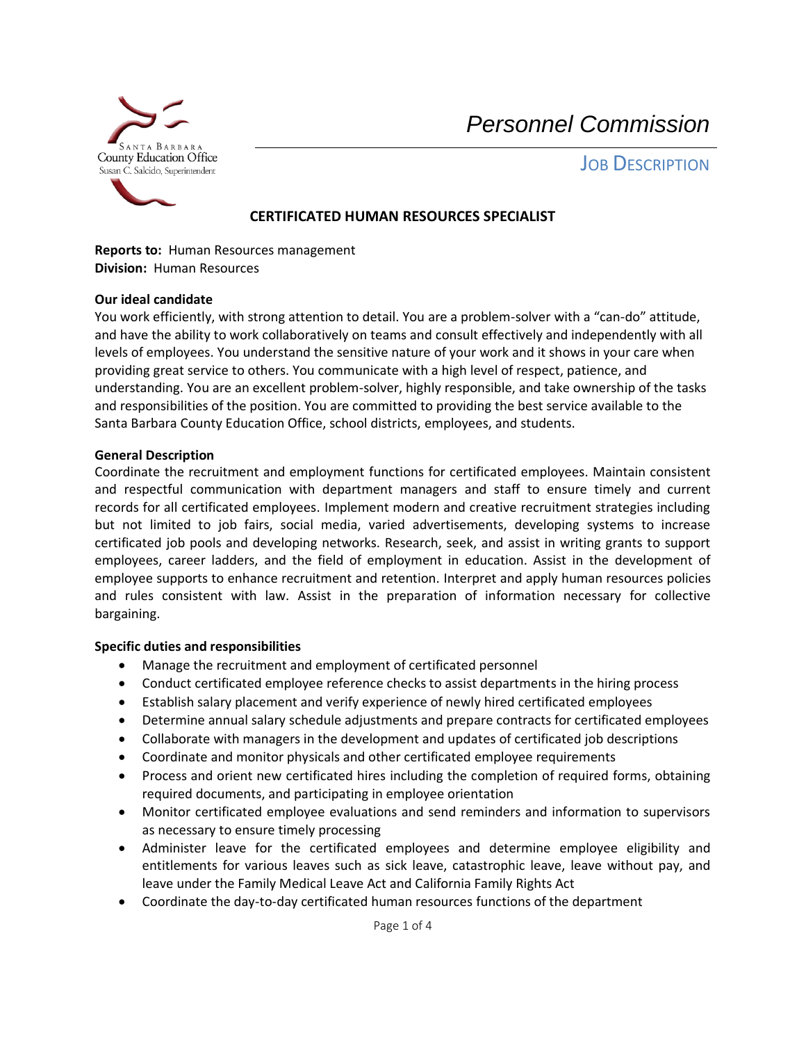Santa Barbara County Education Office
Susan C. Salcido, Superintendent

# *Personnel Commission*

## JOB DESCRIPTION

### CERTIFICATED HUMAN RESOURCES SPECIALIST

**Reports to:** Human Resources management
**Division:** Human Resources

**Our ideal candidate**

You work efficiently, with strong attention to detail. You are a problem-solver with a "can-do" attitude, and have the ability to work collaboratively on teams and consult effectively and independently with all levels of employees. You understand the sensitive nature of your work and it shows in your care when providing great service to others. You communicate with a high level of respect, patience, and understanding. You are an excellent problem-solver, highly responsible, and take ownership of the tasks and responsibilities of the position. You are committed to providing the best service available to the Santa Barbara County Education Office, school districts, employees, and students.

**General Description**

Coordinate the recruitment and employment functions for certificated employees. Maintain consistent and respectful communication with department managers and staff to ensure timely and current records for all certificated employees. Implement modern and creative recruitment strategies including but not limited to job fairs, social media, varied advertisements, developing systems to increase certificated job pools and developing networks. Research, seek, and assist in writing grants to support employees, career ladders, and the field of employment in education. Assist in the development of employee supports to enhance recruitment and retention. Interpret and apply human resources policies and rules consistent with law. Assist in the preparation of information necessary for collective bargaining.

**Specific duties and responsibilities**

- Manage the recruitment and employment of certificated personnel
- Conduct certificated employee reference checks to assist departments in the hiring process
- Establish salary placement and verify experience of newly hired certificated employees
- Determine annual salary schedule adjustments and prepare contracts for certificated employees
- Collaborate with managers in the development and updates of certificated job descriptions
- Coordinate and monitor physicals and other certificated employee requirements
- Process and orient new certificated hires including the completion of required forms, obtaining required documents, and participating in employee orientation
- Monitor certificated employee evaluations and send reminders and information to supervisors as necessary to ensure timely processing
- Administer leave for the certificated employees and determine employee eligibility and entitlements for various leaves such as sick leave, catastrophic leave, leave without pay, and leave under the Family Medical Leave Act and California Family Rights Act
- Coordinate the day-to-day certificated human resources functions of the department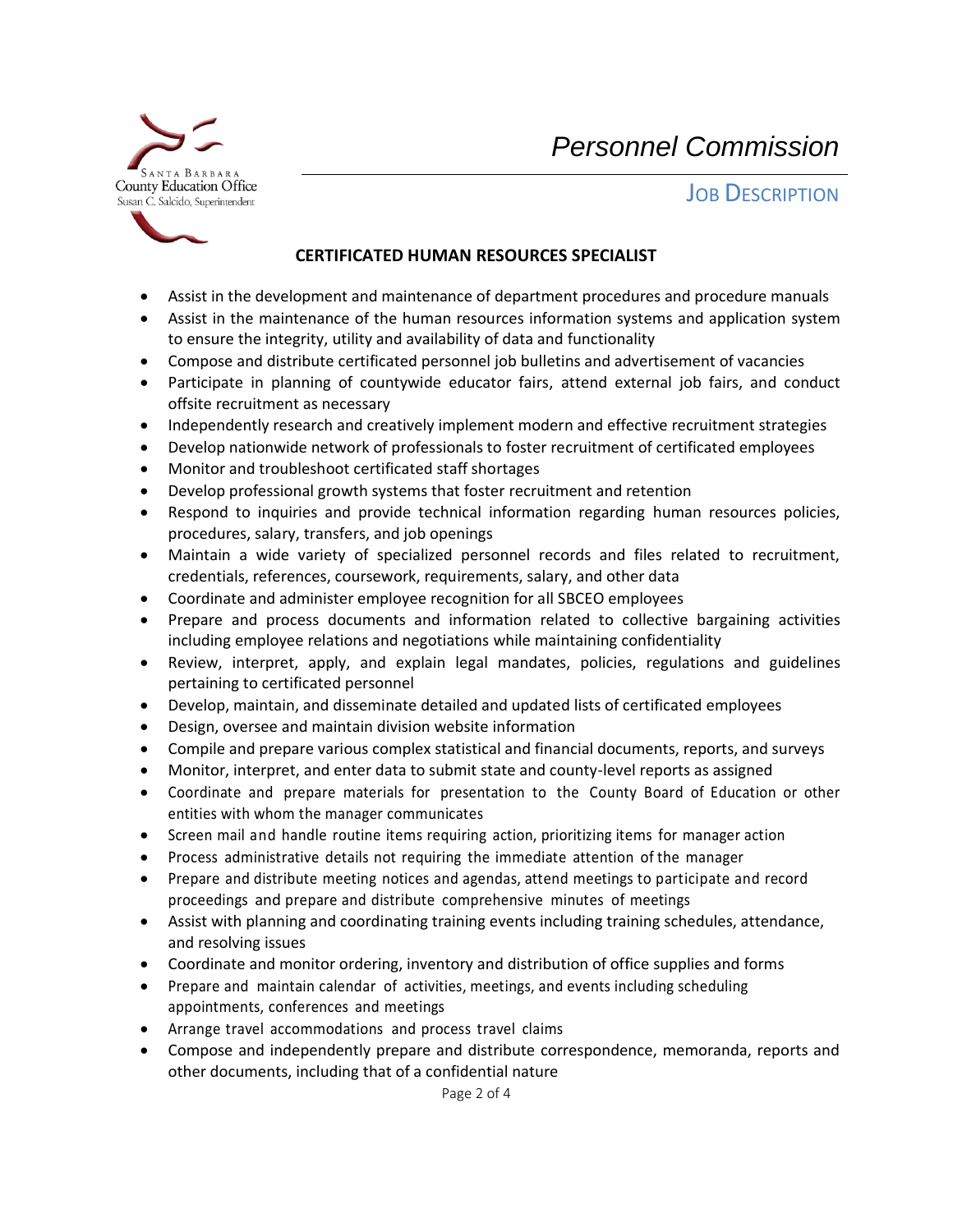# Personnel Commission

## JOB DESCRIPTION

### CERTIFICATED HUMAN RESOURCES SPECIALIST

- Assist in the development and maintenance of department procedures and procedure manuals
- Assist in the maintenance of the human resources information systems and application system to ensure the integrity, utility and availability of data and functionality
- Compose and distribute certificated personnel job bulletins and advertisement of vacancies
- Participate in planning of countywide educator fairs, attend external job fairs, and conduct offsite recruitment as necessary
- Independently research and creatively implement modern and effective recruitment strategies
- Develop nationwide network of professionals to foster recruitment of certificated employees
- Monitor and troubleshoot certificated staff shortages
- Develop professional growth systems that foster recruitment and retention
- Respond to inquiries and provide technical information regarding human resources policies, procedures, salary, transfers, and job openings
- Maintain a wide variety of specialized personnel records and files related to recruitment, credentials, references, coursework, requirements, salary, and other data
- Coordinate and administer employee recognition for all SBCEO employees
- Prepare and process documents and information related to collective bargaining activities including employee relations and negotiations while maintaining confidentiality
- Review, interpret, apply, and explain legal mandates, policies, regulations and guidelines pertaining to certificated personnel
- Develop, maintain, and disseminate detailed and updated lists of certificated employees
- Design, oversee and maintain division website information
- Compile and prepare various complex statistical and financial documents, reports, and surveys
- Monitor, interpret, and enter data to submit state and county-level reports as assigned
- Coordinate and prepare materials for presentation to the County Board of Education or other entities with whom the manager communicates
- Screen mail and handle routine items requiring action, prioritizing items for manager action
- Process administrative details not requiring the immediate attention of the manager
- Prepare and distribute meeting notices and agendas, attend meetings to participate and record proceedings and prepare and distribute comprehensive minutes of meetings
- Assist with planning and coordinating training events including training schedules, attendance, and resolving issues
- Coordinate and monitor ordering, inventory and distribution of office supplies and forms
- Prepare and maintain calendar of activities, meetings, and events including scheduling appointments, conferences and meetings
- Arrange travel accommodations and process travel claims
- Compose and independently prepare and distribute correspondence, memoranda, reports and other documents, including that of a confidential nature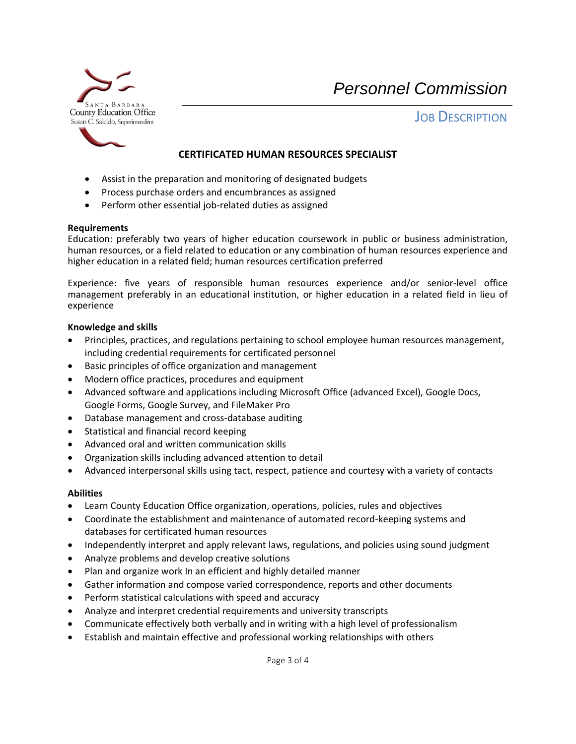- Assist in the preparation and monitoring of designated budgets
- Process purchase orders and encumbrances as assigned
- Perform other essential job-related duties as assigned

**Requirements**

Education: preferably two years of higher education coursework in public or business administration, human resources, or a field related to education or any combination of human resources experience and higher education in a related field; human resources certification preferred

Experience: five years of responsible human resources experience and/or senior-level office management preferably in an educational institution, or higher education in a related field in lieu of experience

**Knowledge and skills**

- Principles, practices, and regulations pertaining to school employee human resources management, including credential requirements for certificated personnel
- Basic principles of office organization and management
- Modern office practices, procedures and equipment
- Advanced software and applications including Microsoft Office (advanced Excel), Google Docs, Google Forms, Google Survey, and FileMaker Pro
- Database management and cross-database auditing
- Statistical and financial record keeping
- Advanced oral and written communication skills
- Organization skills including advanced attention to detail
- Advanced interpersonal skills using tact, respect, patience and courtesy with a variety of contacts

**Abilities**

- Learn County Education Office organization, operations, policies, rules and objectives
- Coordinate the establishment and maintenance of automated record-keeping systems and databases for certificated human resources
- Independently interpret and apply relevant laws, regulations, and policies using sound judgment
- Analyze problems and develop creative solutions
- Plan and organize work In an efficient and highly detailed manner
- Gather information and compose varied correspondence, reports and other documents
- Perform statistical calculations with speed and accuracy
- Analyze and interpret credential requirements and university transcripts
- Communicate effectively both verbally and in writing with a high level of professionalism
- Establish and maintain effective and professional working relationships with others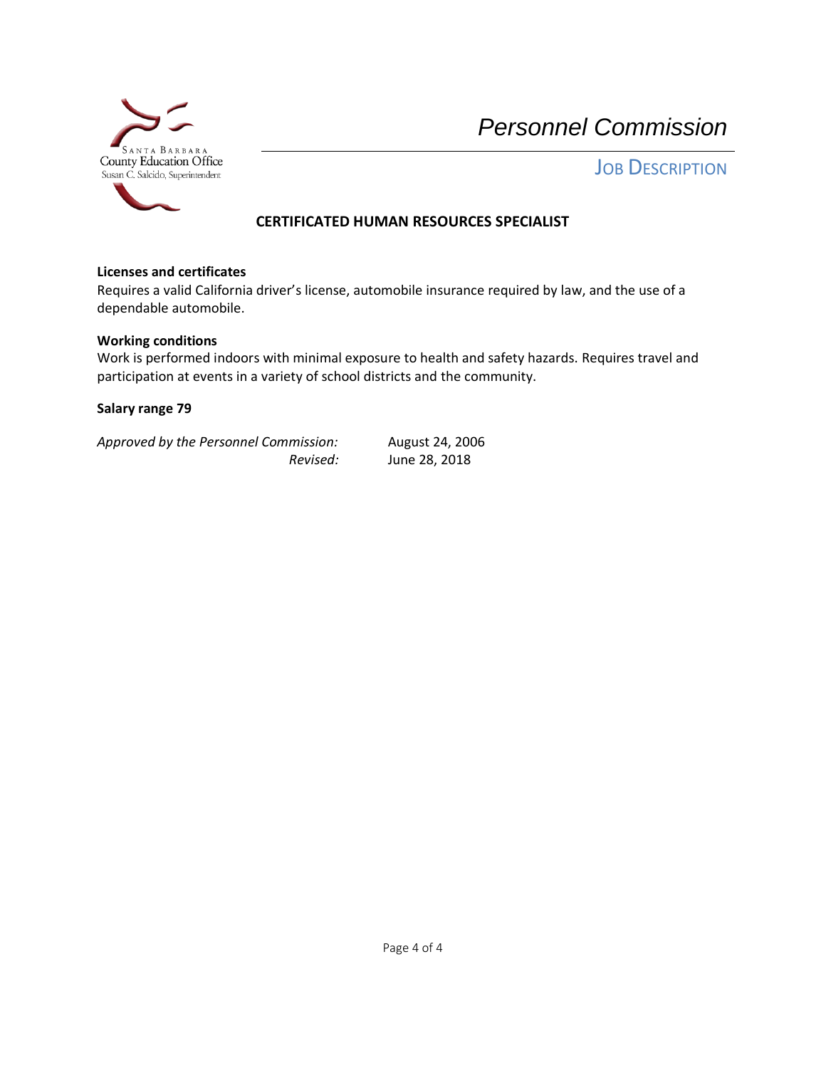# CERTIFICATED HUMAN RESOURCES SPECIALIST

**Licenses and certificates**

Requires a valid California driver's license, automobile insurance required by law, and the use of a dependable automobile.

**Working conditions**

Work is performed indoors with minimal exposure to health and safety hazards. Requires travel and participation at events in a variety of school districts and the community.

**Salary range 79**

| | |
|---|---|
| *Approved by the Personnel Commission:* | August 24, 2006 |
| *Revised:* | June 28, 2018 |